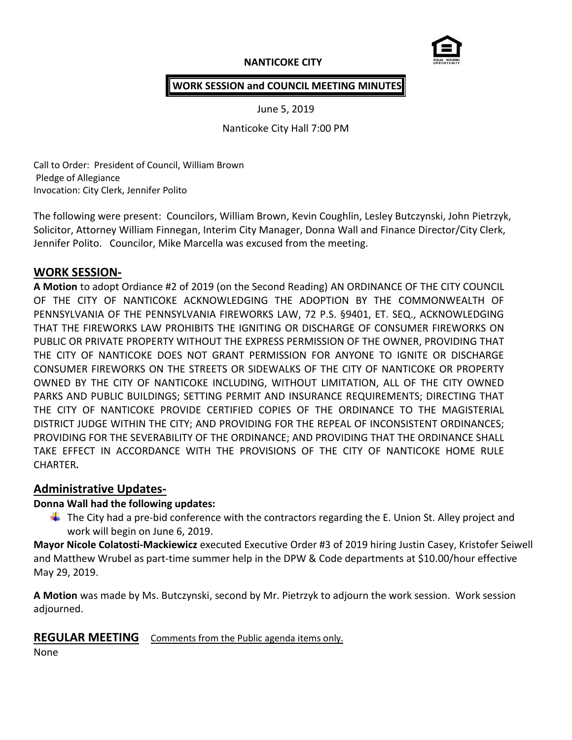**NANTICOKE CITY**

**WORK SESSION and COUNCIL MEETING MINUTES**

June 5, 2019

Nanticoke City Hall 7:00 PM

Call to Order: President of Council, William Brown
Pledge of Allegiance
Invocation: City Clerk, Jennifer Polito

The following were present: Councilors, William Brown, Kevin Coughlin, Lesley Butczynski, John Pietrzyk, Solicitor, Attorney William Finnegan, Interim City Manager, Donna Wall and Finance Director/City Clerk, Jennifer Polito. Councilor, Mike Marcella was excused from the meeting.

## WORK SESSION-

**A Motion** to adopt Ordiance #2 of 2019 (on the Second Reading) AN ORDINANCE OF THE CITY COUNCIL OF THE CITY OF NANTICOKE ACKNOWLEDGING THE ADOPTION BY THE COMMONWEALTH OF PENNSYLVANIA OF THE PENNSYLVANIA FIREWORKS LAW, 72 P.S. §9401, ET. SEQ., ACKNOWLEDGING THAT THE FIREWORKS LAW PROHIBITS THE IGNITING OR DISCHARGE OF CONSUMER FIREWORKS ON PUBLIC OR PRIVATE PROPERTY WITHOUT THE EXPRESS PERMISSION OF THE OWNER, PROVIDING THAT THE CITY OF NANTICOKE DOES NOT GRANT PERMISSION FOR ANYONE TO IGNITE OR DISCHARGE CONSUMER FIREWORKS ON THE STREETS OR SIDEWALKS OF THE CITY OF NANTICOKE OR PROPERTY OWNED BY THE CITY OF NANTICOKE INCLUDING, WITHOUT LIMITATION, ALL OF THE CITY OWNED PARKS AND PUBLIC BUILDINGS; SETTING PERMIT AND INSURANCE REQUIREMENTS; DIRECTING THAT THE CITY OF NANTICOKE PROVIDE CERTIFIED COPIES OF THE ORDINANCE TO THE MAGISTERIAL DISTRICT JUDGE WITHIN THE CITY; AND PROVIDING FOR THE REPEAL OF INCONSISTENT ORDINANCES; PROVIDING FOR THE SEVERABILITY OF THE ORDINANCE; AND PROVIDING THAT THE ORDINANCE SHALL TAKE EFFECT IN ACCORDANCE WITH THE PROVISIONS OF THE CITY OF NANTICOKE HOME RULE CHARTER**.**

## Administrative Updates-

**Donna Wall had the following updates:**

- The City had a pre-bid conference with the contractors regarding the E. Union St. Alley project and work will begin on June 6, 2019.

**Mayor Nicole Colatosti-Mackiewicz** executed Executive Order #3 of 2019 hiring Justin Casey, Kristofer Seiwell and Matthew Wrubel as part-time summer help in the DPW & Code departments at $10.00/hour effective May 29, 2019.

**A Motion** was made by Ms. Butczynski, second by Mr. Pietrzyk to adjourn the work session. Work session adjourned.

## REGULAR MEETING

Comments from the Public agenda items only.

None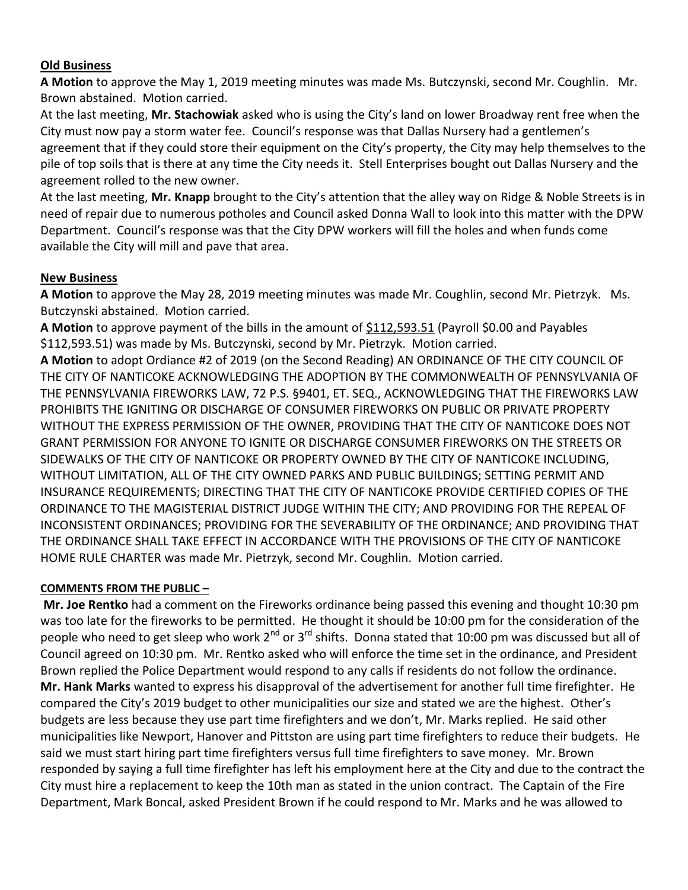**Old Business**

**A Motion** to approve the May 1, 2019 meeting minutes was made Ms. Butczynski, second Mr. Coughlin. Mr. Brown abstained. Motion carried.

At the last meeting, **Mr. Stachowiak** asked who is using the City's land on lower Broadway rent free when the City must now pay a storm water fee. Council's response was that Dallas Nursery had a gentlemen's agreement that if they could store their equipment on the City's property, the City may help themselves to the pile of top soils that is there at any time the City needs it. Stell Enterprises bought out Dallas Nursery and the agreement rolled to the new owner.

At the last meeting, **Mr. Knapp** brought to the City's attention that the alley way on Ridge & Noble Streets is in need of repair due to numerous potholes and Council asked Donna Wall to look into this matter with the DPW Department. Council's response was that the City DPW workers will fill the holes and when funds come available the City will mill and pave that area.

**New Business**

**A Motion** to approve the May 28, 2019 meeting minutes was made Mr. Coughlin, second Mr. Pietrzyk. Ms. Butczynski abstained. Motion carried.

**A Motion** to approve payment of the bills in the amount of $112,593.51 (Payroll $0.00 and Payables $112,593.51) was made by Ms. Butczynski, second by Mr. Pietrzyk. Motion carried.

**A Motion** to adopt Ordiance #2 of 2019 (on the Second Reading) AN ORDINANCE OF THE CITY COUNCIL OF THE CITY OF NANTICOKE ACKNOWLEDGING THE ADOPTION BY THE COMMONWEALTH OF PENNSYLVANIA OF THE PENNSYLVANIA FIREWORKS LAW, 72 P.S. §9401, ET. SEQ., ACKNOWLEDGING THAT THE FIREWORKS LAW PROHIBITS THE IGNITING OR DISCHARGE OF CONSUMER FIREWORKS ON PUBLIC OR PRIVATE PROPERTY WITHOUT THE EXPRESS PERMISSION OF THE OWNER, PROVIDING THAT THE CITY OF NANTICOKE DOES NOT GRANT PERMISSION FOR ANYONE TO IGNITE OR DISCHARGE CONSUMER FIREWORKS ON THE STREETS OR SIDEWALKS OF THE CITY OF NANTICOKE OR PROPERTY OWNED BY THE CITY OF NANTICOKE INCLUDING, WITHOUT LIMITATION, ALL OF THE CITY OWNED PARKS AND PUBLIC BUILDINGS; SETTING PERMIT AND INSURANCE REQUIREMENTS; DIRECTING THAT THE CITY OF NANTICOKE PROVIDE CERTIFIED COPIES OF THE ORDINANCE TO THE MAGISTERIAL DISTRICT JUDGE WITHIN THE CITY; AND PROVIDING FOR THE REPEAL OF INCONSISTENT ORDINANCES; PROVIDING FOR THE SEVERABILITY OF THE ORDINANCE; AND PROVIDING THAT THE ORDINANCE SHALL TAKE EFFECT IN ACCORDANCE WITH THE PROVISIONS OF THE CITY OF NANTICOKE HOME RULE CHARTER was made Mr. Pietrzyk, second Mr. Coughlin. Motion carried.

**COMMENTS FROM THE PUBLIC –**

**Mr. Joe Rentko** had a comment on the Fireworks ordinance being passed this evening and thought 10:30 pm was too late for the fireworks to be permitted. He thought it should be 10:00 pm for the consideration of the people who need to get sleep who work 2nd or 3rd shifts. Donna stated that 10:00 pm was discussed but all of Council agreed on 10:30 pm. Mr. Rentko asked who will enforce the time set in the ordinance, and President Brown replied the Police Department would respond to any calls if residents do not follow the ordinance.

**Mr. Hank Marks** wanted to express his disapproval of the advertisement for another full time firefighter. He compared the City's 2019 budget to other municipalities our size and stated we are the highest. Other's budgets are less because they use part time firefighters and we don't, Mr. Marks replied. He said other municipalities like Newport, Hanover and Pittston are using part time firefighters to reduce their budgets. He said we must start hiring part time firefighters versus full time firefighters to save money. Mr. Brown responded by saying a full time firefighter has left his employment here at the City and due to the contract the City must hire a replacement to keep the 10th man as stated in the union contract. The Captain of the Fire Department, Mark Boncal, asked President Brown if he could respond to Mr. Marks and he was allowed to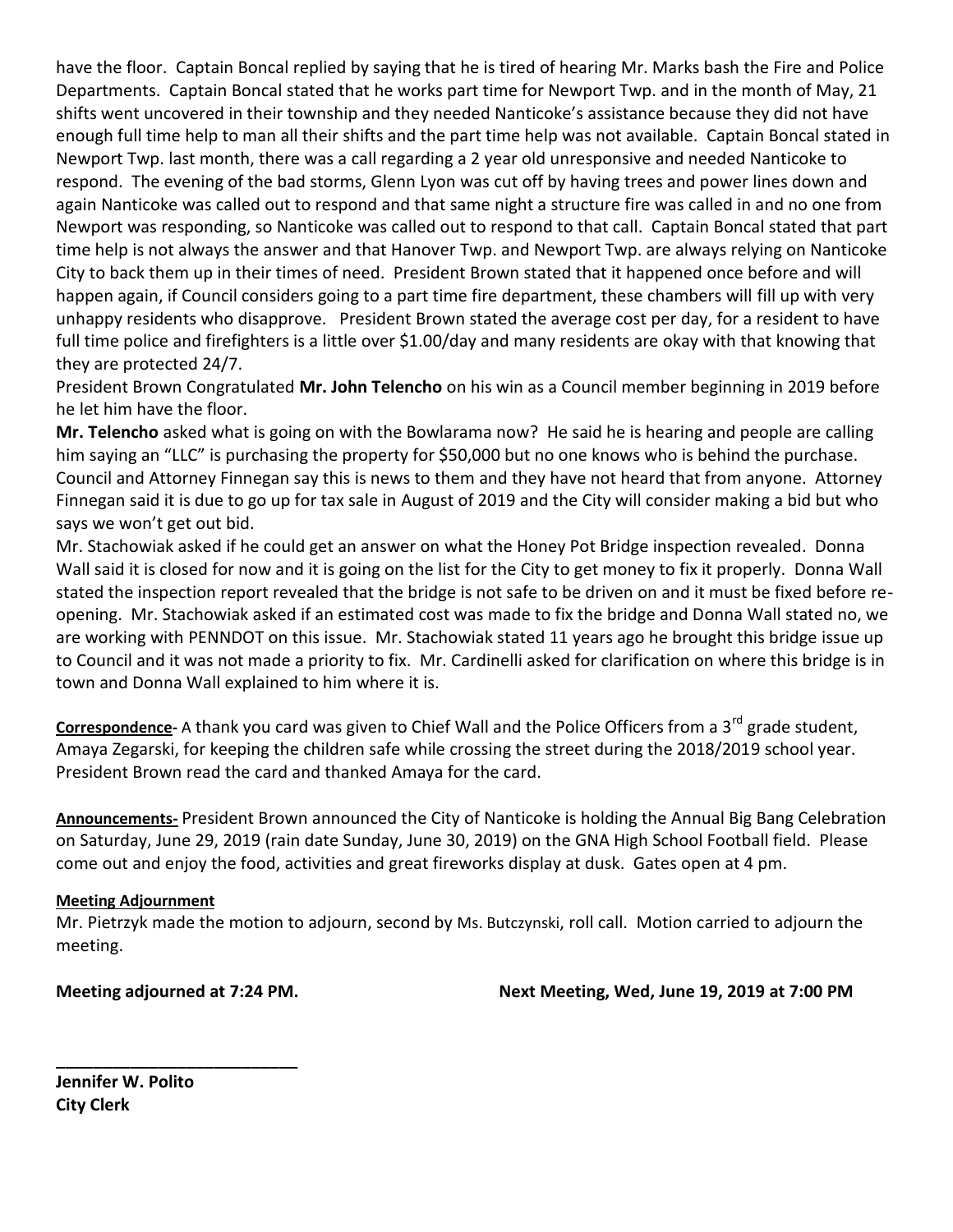have the floor. Captain Boncal replied by saying that he is tired of hearing Mr. Marks bash the Fire and Police Departments. Captain Boncal stated that he works part time for Newport Twp. and in the month of May, 21 shifts went uncovered in their township and they needed Nanticoke's assistance because they did not have enough full time help to man all their shifts and the part time help was not available. Captain Boncal stated in Newport Twp. last month, there was a call regarding a 2 year old unresponsive and needed Nanticoke to respond. The evening of the bad storms, Glenn Lyon was cut off by having trees and power lines down and again Nanticoke was called out to respond and that same night a structure fire was called in and no one from Newport was responding, so Nanticoke was called out to respond to that call. Captain Boncal stated that part time help is not always the answer and that Hanover Twp. and Newport Twp. are always relying on Nanticoke City to back them up in their times of need. President Brown stated that it happened once before and will happen again, if Council considers going to a part time fire department, these chambers will fill up with very unhappy residents who disapprove. President Brown stated the average cost per day, for a resident to have full time police and firefighters is a little over $1.00/day and many residents are okay with that knowing that they are protected 24/7.

President Brown Congratulated **Mr. John Telencho** on his win as a Council member beginning in 2019 before he let him have the floor.

**Mr. Telencho** asked what is going on with the Bowlarama now? He said he is hearing and people are calling him saying an "LLC" is purchasing the property for $50,000 but no one knows who is behind the purchase. Council and Attorney Finnegan say this is news to them and they have not heard that from anyone. Attorney Finnegan said it is due to go up for tax sale in August of 2019 and the City will consider making a bid but who says we won't get out bid.

Mr. Stachowiak asked if he could get an answer on what the Honey Pot Bridge inspection revealed. Donna Wall said it is closed for now and it is going on the list for the City to get money to fix it properly. Donna Wall stated the inspection report revealed that the bridge is not safe to be driven on and it must be fixed before re-opening. Mr. Stachowiak asked if an estimated cost was made to fix the bridge and Donna Wall stated no, we are working with PENNDOT on this issue. Mr. Stachowiak stated 11 years ago he brought this bridge issue up to Council and it was not made a priority to fix. Mr. Cardinelli asked for clarification on where this bridge is in town and Donna Wall explained to him where it is.

**Correspondence-** A thank you card was given to Chief Wall and the Police Officers from a 3rd grade student, Amaya Zegarski, for keeping the children safe while crossing the street during the 2018/2019 school year. President Brown read the card and thanked Amaya for the card.

**Announcements-** President Brown announced the City of Nanticoke is holding the Annual Big Bang Celebration on Saturday, June 29, 2019 (rain date Sunday, June 30, 2019) on the GNA High School Football field. Please come out and enjoy the food, activities and great fireworks display at dusk. Gates open at 4 pm.

**Meeting Adjournment**

Mr. Pietrzyk made the motion to adjourn, second by Ms. Butczynski, roll call. Motion carried to adjourn the meeting.

**Meeting adjourned at 7:24 PM.** **Next Meeting, Wed, June 19, 2019 at 7:00 PM**

\_\_\_\_\_\_\_\_\_\_\_\_\_\_\_\_\_\_\_\_\_\_\_\_\_\_\_

**Jennifer W. Polito**
**City Clerk**